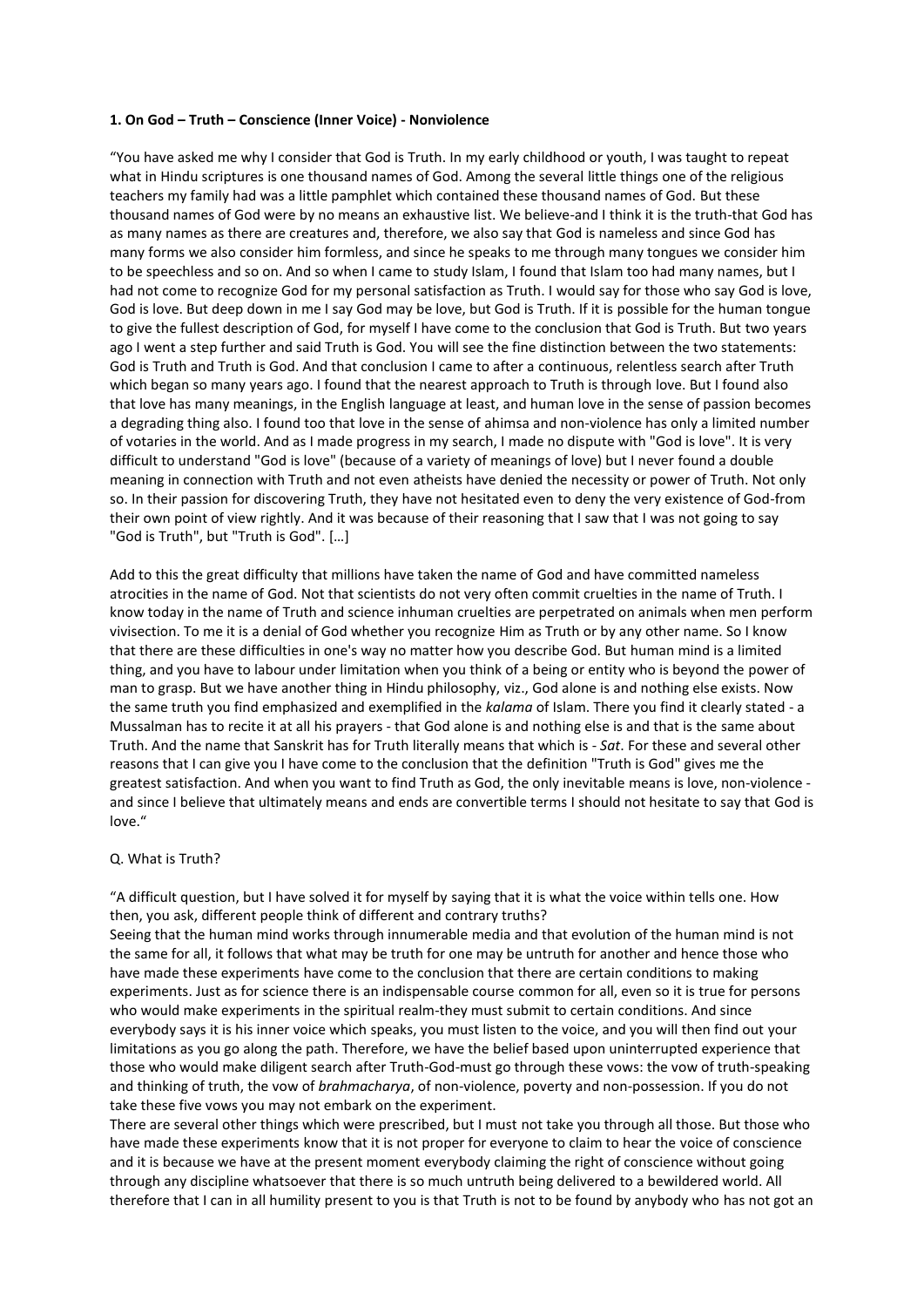**1. On God – Truth – Conscience (Inner Voice) - Nonviolence**

“You have asked me why I consider that God is Truth. In my early childhood or youth, I was taught to repeat what in Hindu scriptures is one thousand names of God. Among the several little things one of the religious teachers my family had was a little pamphlet which contained these thousand names of God. But these thousand names of God were by no means an exhaustive list. We believe-and I think it is the truth-that God has as many names as there are creatures and, therefore, we also say that God is nameless and since God has many forms we also consider him formless, and since he speaks to me through many tongues we consider him to be speechless and so on. And so when I came to study Islam, I found that Islam too had many names, but I had not come to recognize God for my personal satisfaction as Truth. I would say for those who say God is love, God is love. But deep down in me I say God may be love, but God is Truth. If it is possible for the human tongue to give the fullest description of God, for myself I have come to the conclusion that God is Truth. But two years ago I went a step further and said Truth is God. You will see the fine distinction between the two statements: God is Truth and Truth is God. And that conclusion I came to after a continuous, relentless search after Truth which began so many years ago. I found that the nearest approach to Truth is through love. But I found also that love has many meanings, in the English language at least, and human love in the sense of passion becomes a degrading thing also. I found too that love in the sense of ahimsa and non-violence has only a limited number of votaries in the world. And as I made progress in my search, I made no dispute with "God is love". It is very difficult to understand "God is love" (because of a variety of meanings of love) but I never found a double meaning in connection with Truth and not even atheists have denied the necessity or power of Truth. Not only so. In their passion for discovering Truth, they have not hesitated even to deny the very existence of God-from their own point of view rightly. And it was because of their reasoning that I saw that I was not going to say "God is Truth", but "Truth is God". […]

Add to this the great difficulty that millions have taken the name of God and have committed nameless atrocities in the name of God. Not that scientists do not very often commit cruelties in the name of Truth. I know today in the name of Truth and science inhuman cruelties are perpetrated on animals when men perform vivisection. To me it is a denial of God whether you recognize Him as Truth or by any other name. So I know that there are these difficulties in one's way no matter how you describe God. But human mind is a limited thing, and you have to labour under limitation when you think of a being or entity who is beyond the power of man to grasp. But we have another thing in Hindu philosophy, viz., God alone is and nothing else exists. Now the same truth you find emphasized and exemplified in the *kalama* of Islam. There you find it clearly stated - a Mussalman has to recite it at all his prayers - that God alone is and nothing else is and that is the same about Truth. And the name that Sanskrit has for Truth literally means that which is - *Sat*. For these and several other reasons that I can give you I have come to the conclusion that the definition "Truth is God" gives me the greatest satisfaction. And when you want to find Truth as God, the only inevitable means is love, non-violence - and since I believe that ultimately means and ends are convertible terms I should not hesitate to say that God is love.“

Q. What is Truth?

“A difficult question, but I have solved it for myself by saying that it is what the voice within tells one. How then, you ask, different people think of different and contrary truths?
Seeing that the human mind works through innumerable media and that evolution of the human mind is not the same for all, it follows that what may be truth for one may be untruth for another and hence those who have made these experiments have come to the conclusion that there are certain conditions to making experiments. Just as for science there is an indispensable course common for all, even so it is true for persons who would make experiments in the spiritual realm-they must submit to certain conditions. And since everybody says it is his inner voice which speaks, you must listen to the voice, and you will then find out your limitations as you go along the path. Therefore, we have the belief based upon uninterrupted experience that those who would make diligent search after Truth-God-must go through these vows: the vow of truth-speaking and thinking of truth, the vow of *brahmacharya*, of non-violence, poverty and non-possession. If you do not take these five vows you may not embark on the experiment.
There are several other things which were prescribed, but I must not take you through all those. But those who have made these experiments know that it is not proper for everyone to claim to hear the voice of conscience and it is because we have at the present moment everybody claiming the right of conscience without going through any discipline whatsoever that there is so much untruth being delivered to a bewildered world. All therefore that I can in all humility present to you is that Truth is not to be found by anybody who has not got an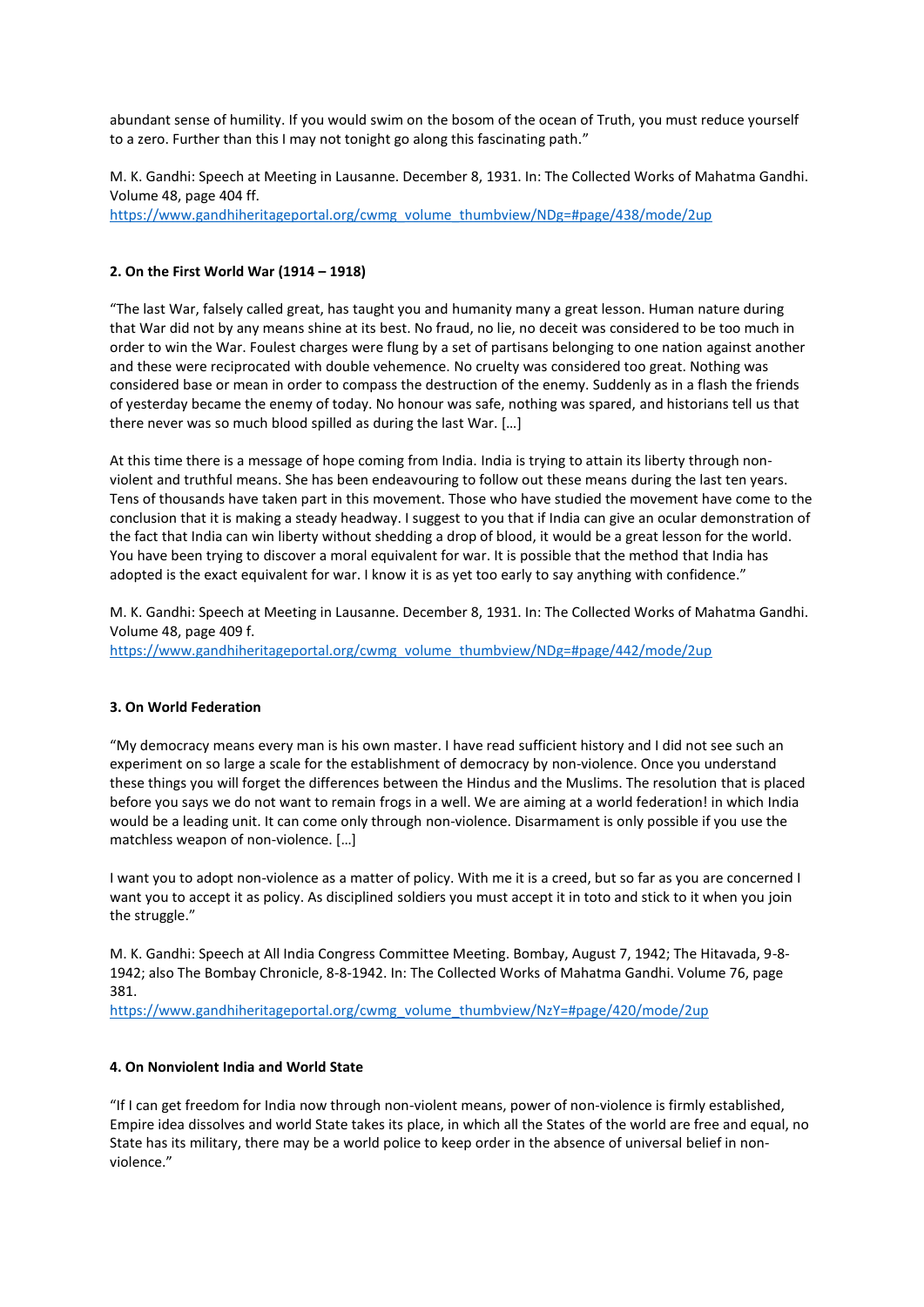abundant sense of humility. If you would swim on the bosom of the ocean of Truth, you must reduce yourself to a zero. Further than this I may not tonight go along this fascinating path."

M. K. Gandhi: Speech at Meeting in Lausanne. December 8, 1931. In: The Collected Works of Mahatma Gandhi. Volume 48, page 404 ff.
https://www.gandhiheritageportal.org/cwmg_volume_thumbview/NDg=#page/438/mode/2up

### 2. On the First World War (1914 – 1918)

"The last War, falsely called great, has taught you and humanity many a great lesson. Human nature during that War did not by any means shine at its best. No fraud, no lie, no deceit was considered to be too much in order to win the War. Foulest charges were flung by a set of partisans belonging to one nation against another and these were reciprocated with double vehemence. No cruelty was considered too great. Nothing was considered base or mean in order to compass the destruction of the enemy. Suddenly as in a flash the friends of yesterday became the enemy of today. No honour was safe, nothing was spared, and historians tell us that there never was so much blood spilled as during the last War. […]

At this time there is a message of hope coming from India. India is trying to attain its liberty through non-violent and truthful means. She has been endeavouring to follow out these means during the last ten years. Tens of thousands have taken part in this movement. Those who have studied the movement have come to the conclusion that it is making a steady headway. I suggest to you that if India can give an ocular demonstration of the fact that India can win liberty without shedding a drop of blood, it would be a great lesson for the world. You have been trying to discover a moral equivalent for war. It is possible that the method that India has adopted is the exact equivalent for war. I know it is as yet too early to say anything with confidence."

M. K. Gandhi: Speech at Meeting in Lausanne. December 8, 1931. In: The Collected Works of Mahatma Gandhi. Volume 48, page 409 f.
https://www.gandhiheritageportal.org/cwmg_volume_thumbview/NDg=#page/442/mode/2up

### 3. On World Federation

"My democracy means every man is his own master. I have read sufficient history and I did not see such an experiment on so large a scale for the establishment of democracy by non-violence. Once you understand these things you will forget the differences between the Hindus and the Muslims. The resolution that is placed before you says we do not want to remain frogs in a well. We are aiming at a world federation! in which India would be a leading unit. It can come only through non-violence. Disarmament is only possible if you use the matchless weapon of non-violence. […]

I want you to adopt non-violence as a matter of policy. With me it is a creed, but so far as you are concerned I want you to accept it as policy. As disciplined soldiers you must accept it in toto and stick to it when you join the struggle."

M. K. Gandhi: Speech at All India Congress Committee Meeting. Bombay, August 7, 1942; The Hitavada, 9-8-1942; also The Bombay Chronicle, 8-8-1942. In: The Collected Works of Mahatma Gandhi. Volume 76, page 381.
https://www.gandhiheritageportal.org/cwmg_volume_thumbview/NzY=#page/420/mode/2up

### 4. On Nonviolent India and World State

"If I can get freedom for India now through non-violent means, power of non-violence is firmly established, Empire idea dissolves and world State takes its place, in which all the States of the world are free and equal, no State has its military, there may be a world police to keep order in the absence of universal belief in non-violence."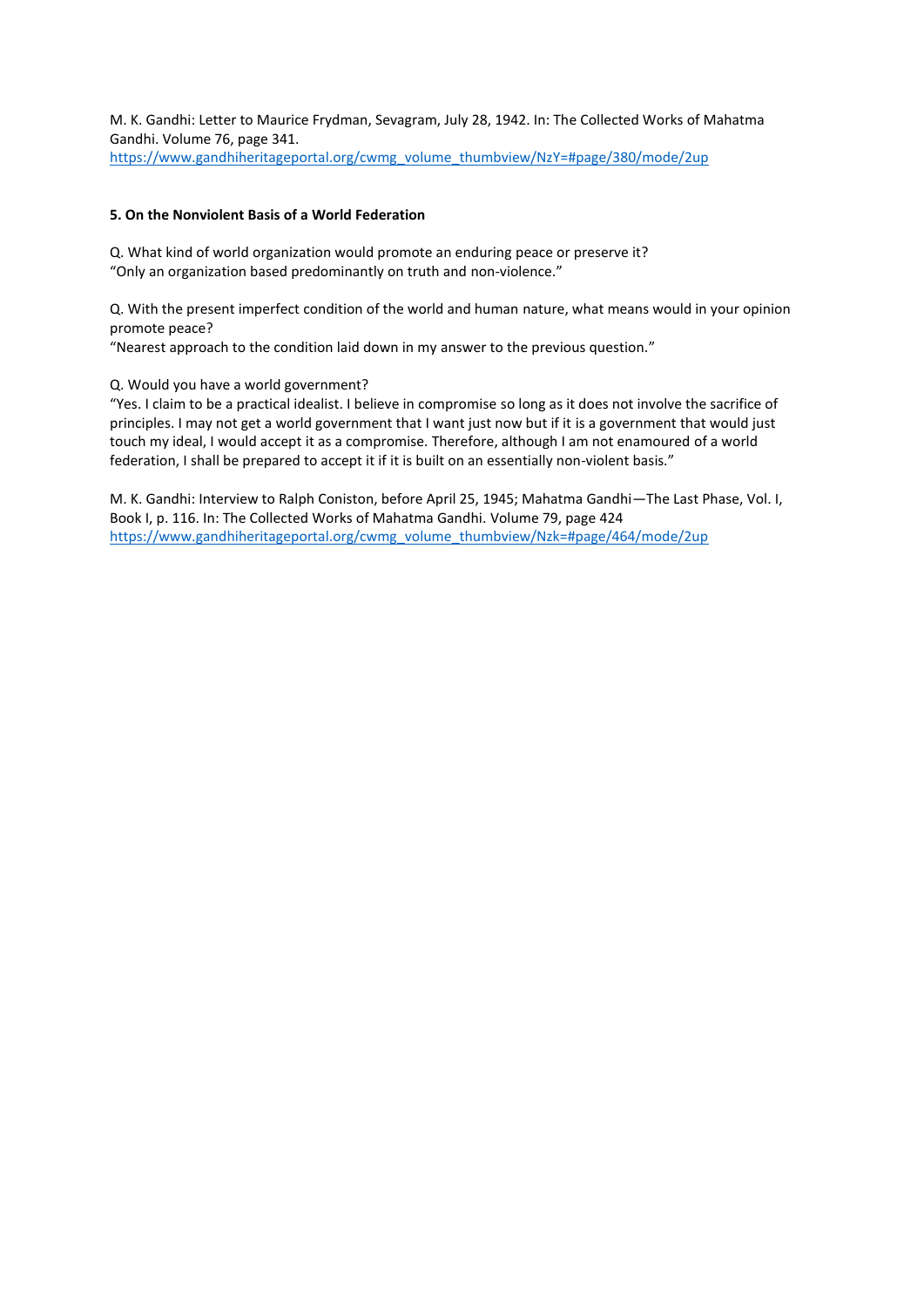M. K. Gandhi: Letter to Maurice Frydman, Sevagram, July 28, 1942. In: The Collected Works of Mahatma Gandhi. Volume 76, page 341.
https://www.gandhiheritageportal.org/cwmg_volume_thumbview/NzY=#page/380/mode/2up

**5. On the Nonviolent Basis of a World Federation**

Q. What kind of world organization would promote an enduring peace or preserve it?
"Only an organization based predominantly on truth and non-violence."

Q. With the present imperfect condition of the world and human nature, what means would in your opinion promote peace?
"Nearest approach to the condition laid down in my answer to the previous question."

Q. Would you have a world government?
"Yes. I claim to be a practical idealist. I believe in compromise so long as it does not involve the sacrifice of principles. I may not get a world government that I want just now but if it is a government that would just touch my ideal, I would accept it as a compromise. Therefore, although I am not enamoured of a world federation, I shall be prepared to accept it if it is built on an essentially non-violent basis."

M. K. Gandhi: Interview to Ralph Coniston, before April 25, 1945; Mahatma Gandhi—The Last Phase, Vol. I, Book I, p. 116. In: The Collected Works of Mahatma Gandhi. Volume 79, page 424
https://www.gandhiheritageportal.org/cwmg_volume_thumbview/Nzk=#page/464/mode/2up